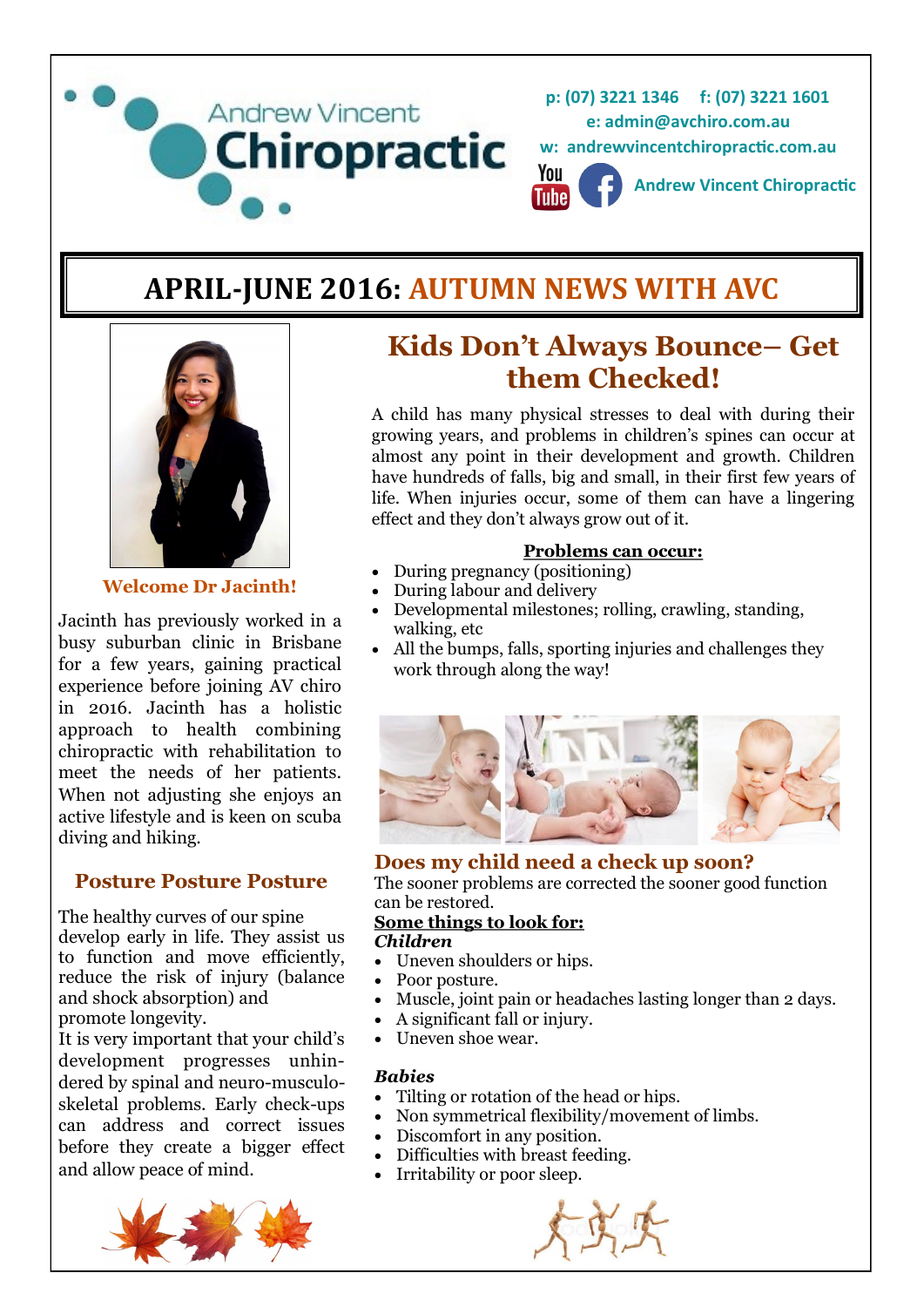Andrew Vincent **Chiropractic**

**p: (07) 3221 1346 f: (07) 3221 1601**
**e: admin@avchiro.com.au**
**w: andrewvincentchiropractic.com.au**
**Andrew Vincent Chiropractic**

# APRIL-JUNE 2016: AUTUMN NEWS WITH AVC

### Welcome Dr Jacinth!

Jacinth has previously worked in a busy suburban clinic in Brisbane for a few years, gaining practical experience before joining AV chiro in 2016. Jacinth has a holistic approach to health combining chiropractic with rehabilitation to meet the needs of her patients. When not adjusting she enjoys an active lifestyle and is keen on scuba diving and hiking.

## Posture Posture Posture

The healthy curves of our spine develop early in life. They assist us to function and move efficiently, reduce the risk of injury (balance and shock absorption) and promote longevity.
It is very important that your child's development progresses unhindered by spinal and neuro-musculo-skeletal problems. Early check-ups can address and correct issues before they create a bigger effect and allow peace of mind.

## Kids Don't Always Bounce– Get them Checked!

A child has many physical stresses to deal with during their growing years, and problems in children's spines can occur at almost any point in their development and growth. Children have hundreds of falls, big and small, in their first few years of life. When injuries occur, some of them can have a lingering effect and they don't always grow out of it.

**Problems can occur:**

- During pregnancy (positioning)
- During labour and delivery
- Developmental milestones; rolling, crawling, standing, walking, etc
- All the bumps, falls, sporting injuries and challenges they work through along the way!

## Does my child need a check up soon?

The sooner problems are corrected the sooner good function can be restored.

**Some things to look for:**

***Children***

- Uneven shoulders or hips.
- Poor posture.
- Muscle, joint pain or headaches lasting longer than 2 days.
- A significant fall or injury.
- Uneven shoe wear.

***Babies***

- Tilting or rotation of the head or hips.
- Non symmetrical flexibility/movement of limbs.
- Discomfort in any position.
- Difficulties with breast feeding.
- Irritability or poor sleep.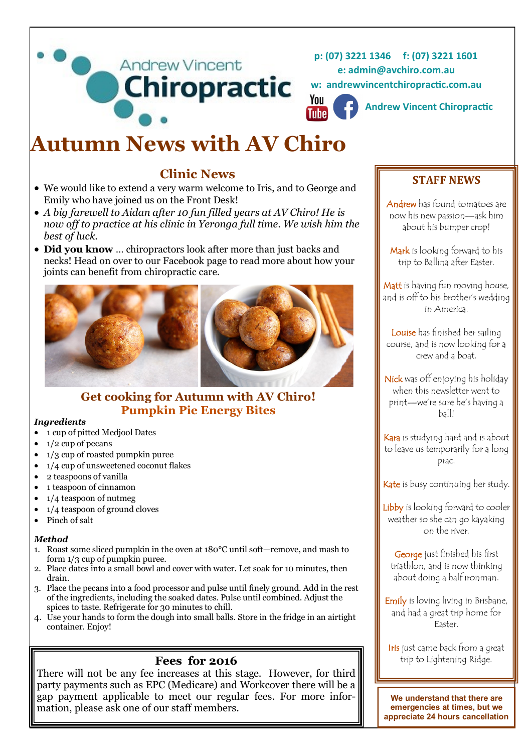Andrew Vincent Chiropractic

p: (07) 3221 1346 f: (07) 3221 1601
e: admin@avchiro.com.au
w: andrewvincentchiropractic.com.au
Andrew Vincent Chiropractic

# Autumn News with AV Chiro

## Clinic News

- We would like to extend a very warm welcome to Iris, and to George and Emily who have joined us on the Front Desk!
- *A big farewell to Aidan after 10 fun filled years at AV Chiro! He is now off to practice at his clinic in Yeronga full time. We wish him the best of luck.*
- **Did you know** … chiropractors look after more than just backs and necks! Head on over to our Facebook page to read more about how your joints can benefit from chiropractic care.

## Get cooking for Autumn with AV Chiro!
## Pumpkin Pie Energy Bites

***Ingredients***

- 1 cup of pitted Medjool Dates
- 1/2 cup of pecans
- 1/3 cup of roasted pumpkin puree
- 1/4 cup of unsweetened coconut flakes
- 2 teaspoons of vanilla
- 1 teaspoon of cinnamon
- 1/4 teaspoon of nutmeg
- 1/4 teaspoon of ground cloves
- Pinch of salt

***Method***

1. Roast some sliced pumpkin in the oven at 180°C until soft—remove, and mash to form 1/3 cup of pumpkin puree.
2. Place dates into a small bowl and cover with water. Let soak for 10 minutes, then drain.
3. Place the pecans into a food processor and pulse until finely ground. Add in the rest of the ingredients, including the soaked dates. Pulse until combined. Adjust the spices to taste. Refrigerate for 30 minutes to chill.
4. Use your hands to form the dough into small balls. Store in the fridge in an airtight container. Enjoy!

## Fees for 2016

There will not be any fee increases at this stage. However, for third party payments such as EPC (Medicare) and Workcover there will be a gap payment applicable to meet our regular fees. For more information, please ask one of our staff members.

## STAFF NEWS

Andrew has found tomatoes are now his new passion—ask him about his bumper crop!

Mark is looking forward to his trip to Ballina after Easter.

Matt is having fun moving house, and is off to his brother's wedding in America.

Louise has finished her sailing course, and is now looking for a crew and a boat.

Nick was off enjoying his holiday when this newsletter went to print—we're sure he's having a ball!

Kara is studying hard and is about to leave us temporarily for a long prac.

Kate is busy continuing her study.

Libby is looking forward to cooler weather so she can go kayaking on the river.

George just finished his first triathlon, and is now thinking about doing a half ironman.

Emily is loving living in Brisbane, and had a great trip home for Easter.

Iris just came back from a great trip to Lightening Ridge.

**We understand that there are emergencies at times, but we appreciate 24 hours cancellation**